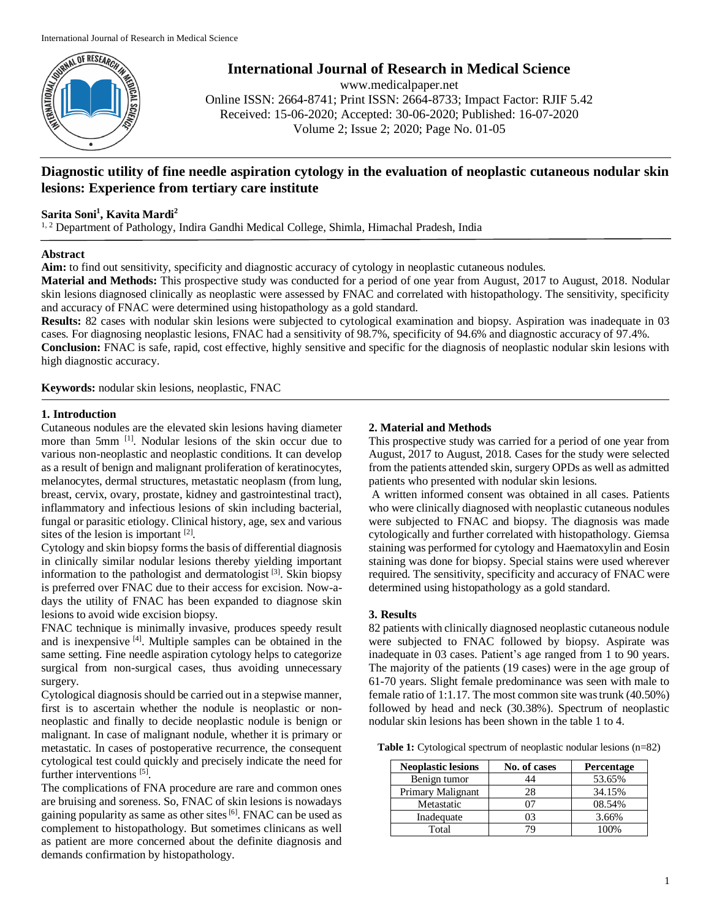# Diagnostic utility of fine needle aspiration cytology in the evaluation of neoplastic cutaneous nodular skin lesions: Experience from tertiary care institute

**Sarita Soni[1], Kavita Mardi[2]**

[1, 2] Department of Pathology, Indira Gandhi Medical College, Shimla, Himachal Pradesh, India

## Abstract

**Aim:** to find out sensitivity, specificity and diagnostic accuracy of cytology in neoplastic cutaneous nodules.

**Material and Methods:** This prospective study was conducted for a period of one year from August, 2017 to August, 2018. Nodular skin lesions diagnosed clinically as neoplastic were assessed by FNAC and correlated with histopathology. The sensitivity, specificity and accuracy of FNAC were determined using histopathology as a gold standard.

**Results:** 82 cases with nodular skin lesions were subjected to cytological examination and biopsy. Aspiration was inadequate in 03 cases. For diagnosing neoplastic lesions, FNAC had a sensitivity of 98.7%, specificity of 94.6% and diagnostic accuracy of 97.4%.

**Conclusion:** FNAC is safe, rapid, cost effective, highly sensitive and specific for the diagnosis of neoplastic nodular skin lesions with high diagnostic accuracy.

**Keywords:** nodular skin lesions, neoplastic, FNAC

## 1. Introduction

Cutaneous nodules are the elevated skin lesions having diameter more than 5mm [1]. Nodular lesions of the skin occur due to various non-neoplastic and neoplastic conditions. It can develop as a result of benign and malignant proliferation of keratinocytes, melanocytes, dermal structures, metastatic neoplasm (from lung, breast, cervix, ovary, prostate, kidney and gastrointestinal tract), inflammatory and infectious lesions of skin including bacterial, fungal or parasitic etiology. Clinical history, age, sex and various sites of the lesion is important [2].

Cytology and skin biopsy forms the basis of differential diagnosis in clinically similar nodular lesions thereby yielding important information to the pathologist and dermatologist [3]. Skin biopsy is preferred over FNAC due to their access for excision. Now-a-days the utility of FNAC has been expanded to diagnose skin lesions to avoid wide excision biopsy.

FNAC technique is minimally invasive, produces speedy result and is inexpensive [4]. Multiple samples can be obtained in the same setting. Fine needle aspiration cytology helps to categorize surgical from non-surgical cases, thus avoiding unnecessary surgery.

Cytological diagnosis should be carried out in a stepwise manner, first is to ascertain whether the nodule is neoplastic or non-neoplastic and finally to decide neoplastic nodule is benign or malignant. In case of malignant nodule, whether it is primary or metastatic. In cases of postoperative recurrence, the consequent cytological test could quickly and precisely indicate the need for further interventions [5].

The complications of FNA procedure are rare and common ones are bruising and soreness. So, FNAC of skin lesions is nowadays gaining popularity as same as other sites [6]. FNAC can be used as complement to histopathology. But sometimes clinicans as well as patient are more concerned about the definite diagnosis and demands confirmation by histopathology.

## 2. Material and Methods

This prospective study was carried for a period of one year from August, 2017 to August, 2018. Cases for the study were selected from the patients attended skin, surgery OPDs as well as admitted patients who presented with nodular skin lesions.

A written informed consent was obtained in all cases. Patients who were clinically diagnosed with neoplastic cutaneous nodules were subjected to FNAC and biopsy. The diagnosis was made cytologically and further correlated with histopathology. Giemsa staining was performed for cytology and Haematoxylin and Eosin staining was done for biopsy. Special stains were used wherever required. The sensitivity, specificity and accuracy of FNAC were determined using histopathology as a gold standard.

## 3. Results

82 patients with clinically diagnosed neoplastic cutaneous nodule were subjected to FNAC followed by biopsy. Aspirate was inadequate in 03 cases. Patient's age ranged from 1 to 90 years. The majority of the patients (19 cases) were in the age group of 61-70 years. Slight female predominance was seen with male to female ratio of 1:1.17. The most common site was trunk (40.50%) followed by head and neck (30.38%). Spectrum of neoplastic nodular skin lesions has been shown in the table 1 to 4.

**Table 1:** Cytological spectrum of neoplastic nodular lesions (n=82)

| Neoplastic lesions | No. of cases | Percentage |
|---|---|---|
| Benign tumor | 44 | 53.65% |
| Primary Malignant | 28 | 34.15% |
| Metastatic | 07 | 08.54% |
| Inadequate | 03 | 3.66% |
| Total | 79 | 100% |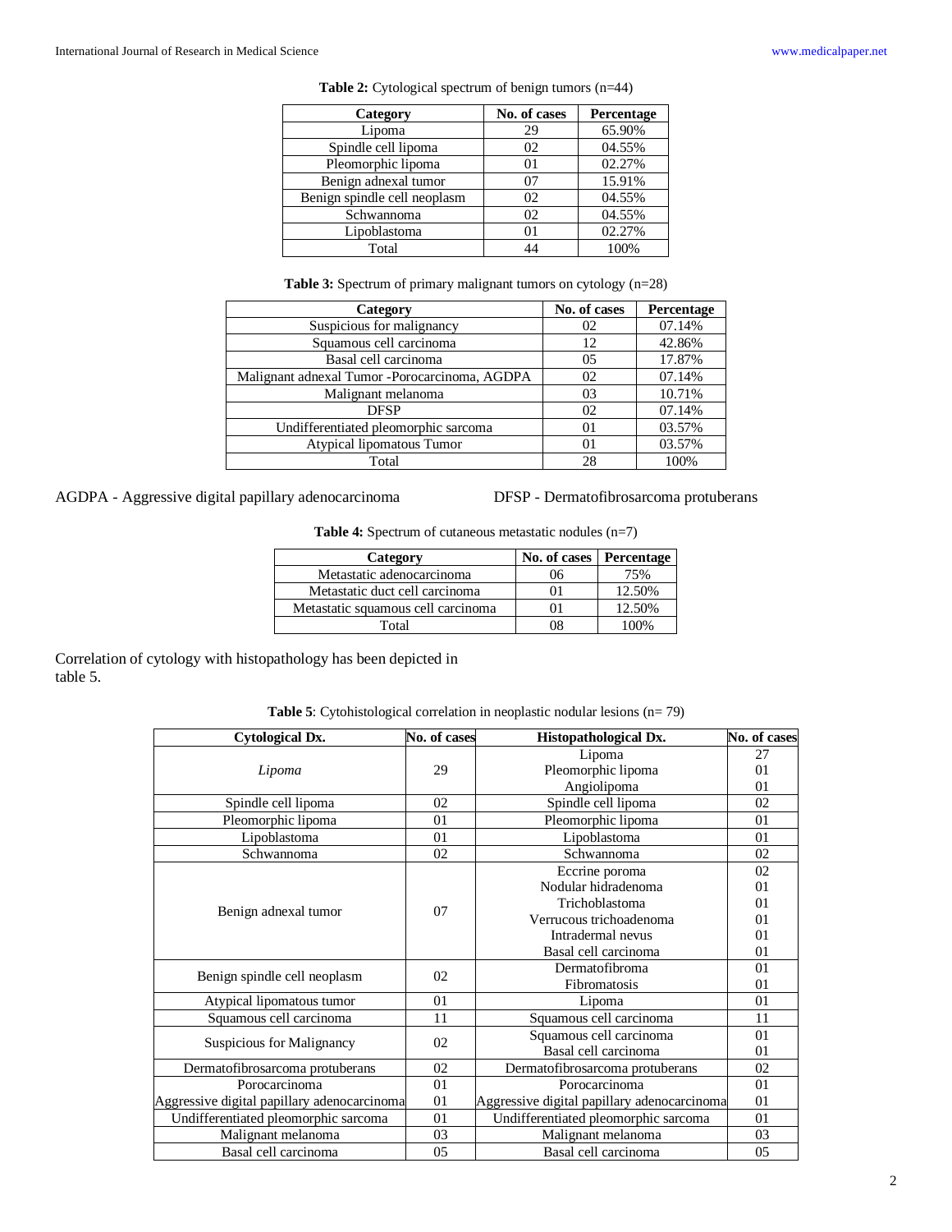**Table 2:** Cytological spectrum of benign tumors (n=44)

| Category | No. of cases | Percentage |
|---|---|---|
| Lipoma | 29 | 65.90% |
| Spindle cell lipoma | 02 | 04.55% |
| Pleomorphic lipoma | 01 | 02.27% |
| Benign adnexal tumor | 07 | 15.91% |
| Benign spindle cell neoplasm | 02 | 04.55% |
| Schwannoma | 02 | 04.55% |
| Lipoblastoma | 01 | 02.27% |
| Total | 44 | 100% |

**Table 3:** Spectrum of primary malignant tumors on cytology (n=28)

| Category | No. of cases | Percentage |
|---|---|---|
| Suspicious for malignancy | 02 | 07.14% |
| Squamous cell carcinoma | 12 | 42.86% |
| Basal cell carcinoma | 05 | 17.87% |
| Malignant adnexal Tumor -Porocarcinoma, AGDPA | 02 | 07.14% |
| Malignant melanoma | 03 | 10.71% |
| DFSP | 02 | 07.14% |
| Undifferentiated pleomorphic sarcoma | 01 | 03.57% |
| Atypical lipomatous Tumor | 01 | 03.57% |
| Total | 28 | 100% |

AGDPA - Aggressive digital papillary adenocarcinoma DFSP - Dermatofibrosarcoma protuberans

**Table 4:** Spectrum of cutaneous metastatic nodules (n=7)

| Category | No. of cases | Percentage |
|---|---|---|
| Metastatic adenocarcinoma | 06 | 75% |
| Metastatic duct cell carcinoma | 01 | 12.50% |
| Metastatic squamous cell carcinoma | 01 | 12.50% |
| Total | 08 | 100% |

Correlation of cytology with histopathology has been depicted in table 5.

**Table 5**: Cytohistological correlation in neoplastic nodular lesions (n= 79)

| Cytological Dx. | No. of cases | Histopathological Dx. | No. of cases |
|---|---|---|---|
| *Lipoma* | 29 | Lipoma | 27 |
| | | Pleomorphic lipoma | 01 |
| | | Angiolipoma | 01 |
| Spindle cell lipoma | 02 | Spindle cell lipoma | 02 |
| Pleomorphic lipoma | 01 | Pleomorphic lipoma | 01 |
| Lipoblastoma | 01 | Lipoblastoma | 01 |
| Schwannoma | 02 | Schwannoma | 02 |
| Benign adnexal tumor | 07 | Eccrine poroma | 02 |
| | | Nodular hidradenoma | 01 |
| | | Trichoblastoma | 01 |
| | | Verrucous trichoadenoma | 01 |
| | | Intradermal nevus | 01 |
| | | Basal cell carcinoma | 01 |
| Benign spindle cell neoplasm | 02 | Dermatofibroma | 01 |
| | | Fibromatosis | 01 |
| Atypical lipomatous tumor | 01 | Lipoma | 01 |
| Squamous cell carcinoma | 11 | Squamous cell carcinoma | 11 |
| Suspicious for Malignancy | 02 | Squamous cell carcinoma | 01 |
| | | Basal cell carcinoma | 01 |
| Dermatofibrosarcoma protuberans | 02 | Dermatofibrosarcoma protuberans | 02 |
| Porocarcinoma | 01 | Porocarcinoma | 01 |
| Aggressive digital papillary adenocarcinoma | 01 | Aggressive digital papillary adenocarcinoma | 01 |
| Undifferentiated pleomorphic sarcoma | 01 | Undifferentiated pleomorphic sarcoma | 01 |
| Malignant melanoma | 03 | Malignant melanoma | 03 |
| Basal cell carcinoma | 05 | Basal cell carcinoma | 05 |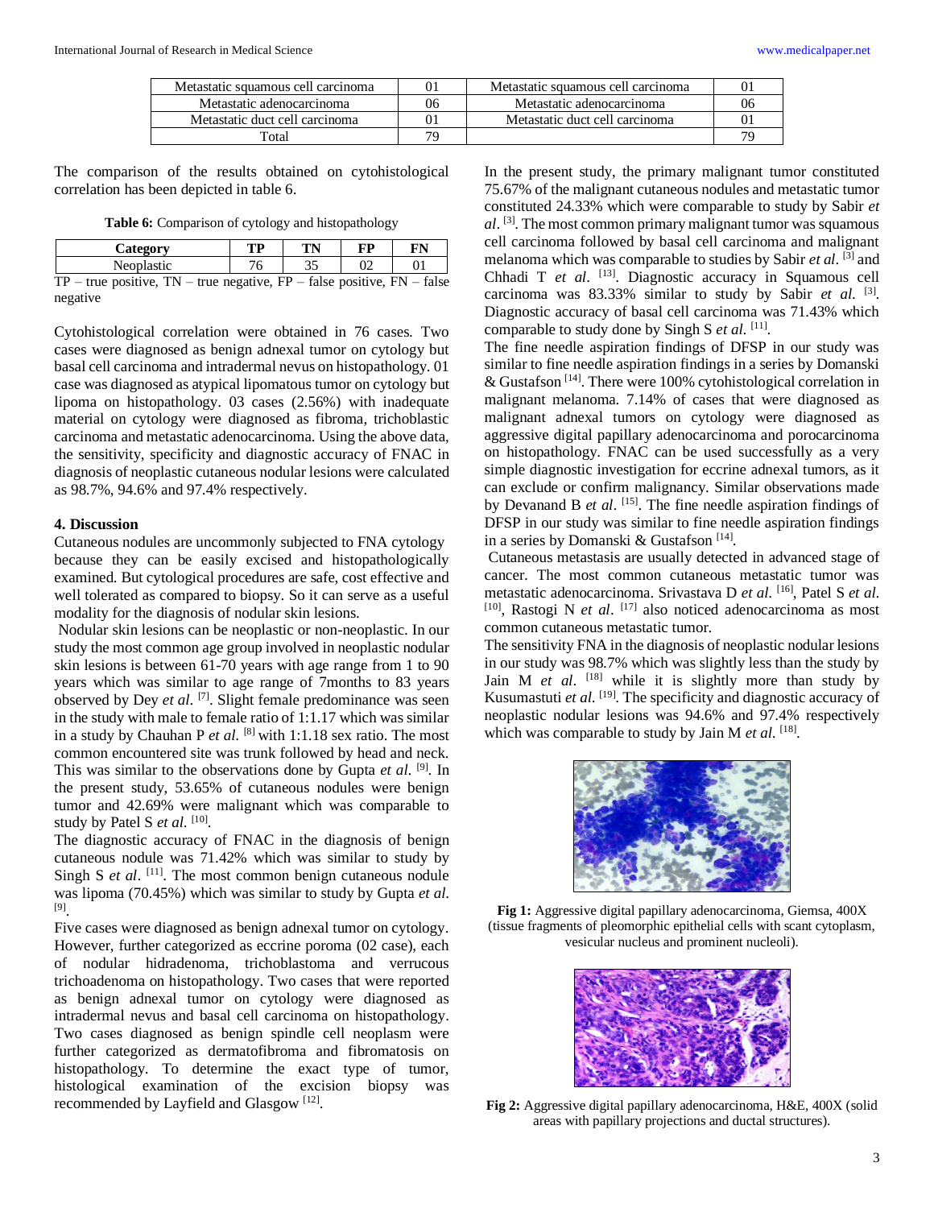| Metastatic squamous cell carcinoma | 01 | Metastatic squamous cell carcinoma | 01 |
|---|---|---|---|
| Metastatic adenocarcinoma | 06 | Metastatic adenocarcinoma | 06 |
| Metastatic duct cell carcinoma | 01 | Metastatic duct cell carcinoma | 01 |
| Total | 79 | | 79 |

The comparison of the results obtained on cytohistological correlation has been depicted in table 6.

**Table 6:** Comparison of cytology and histopathology

| Category | TP | TN | FP | FN |
|---|---|---|---|---|
| Neoplastic | 76 | 35 | 02 | 01 |

TP – true positive, TN – true negative, FP – false positive, FN – false negative

Cytohistological correlation were obtained in 76 cases. Two cases were diagnosed as benign adnexal tumor on cytology but basal cell carcinoma and intradermal nevus on histopathology. 01 case was diagnosed as atypical lipomatous tumor on cytology but lipoma on histopathology. 03 cases (2.56%) with inadequate material on cytology were diagnosed as fibroma, trichoblastic carcinoma and metastatic adenocarcinoma. Using the above data, the sensitivity, specificity and diagnostic accuracy of FNAC in diagnosis of neoplastic cutaneous nodular lesions were calculated as 98.7%, 94.6% and 97.4% respectively.

## 4. Discussion

Cutaneous nodules are uncommonly subjected to FNA cytology because they can be easily excised and histopathologically examined. But cytological procedures are safe, cost effective and well tolerated as compared to biopsy. So it can serve as a useful modality for the diagnosis of nodular skin lesions.

Nodular skin lesions can be neoplastic or non-neoplastic. In our study the most common age group involved in neoplastic nodular skin lesions is between 61-70 years with age range from 1 to 90 years which was similar to age range of 7months to 83 years observed by Dey *et al*. [7]. Slight female predominance was seen in the study with male to female ratio of 1:1.17 which was similar in a study by Chauhan P *et al.* [8] with 1:1.18 sex ratio. The most common encountered site was trunk followed by head and neck. This was similar to the observations done by Gupta *et al.* [9]. In the present study, 53.65% of cutaneous nodules were benign tumor and 42.69% were malignant which was comparable to study by Patel S *et al.* [10].

The diagnostic accuracy of FNAC in the diagnosis of benign cutaneous nodule was 71.42% which was similar to study by Singh S *et al*. [11]. The most common benign cutaneous nodule was lipoma (70.45%) which was similar to study by Gupta *et al.* [9].

Five cases were diagnosed as benign adnexal tumor on cytology. However, further categorized as eccrine poroma (02 case), each of nodular hidradenoma, trichoblastoma and verrucous trichoadenoma on histopathology. Two cases that were reported as benign adnexal tumor on cytology were diagnosed as intradermal nevus and basal cell carcinoma on histopathology. Two cases diagnosed as benign spindle cell neoplasm were further categorized as dermatofibroma and fibromatosis on histopathology. To determine the exact type of tumor, histological examination of the excision biopsy was recommended by Layfield and Glasgow [12].

In the present study, the primary malignant tumor constituted 75.67% of the malignant cutaneous nodules and metastatic tumor constituted 24.33% which were comparable to study by Sabir *et al*. [3]. The most common primary malignant tumor was squamous cell carcinoma followed by basal cell carcinoma and malignant melanoma which was comparable to studies by Sabir *et al.* [3] and Chhadi T *et al*. [13]. Diagnostic accuracy in Squamous cell carcinoma was 83.33% similar to study by Sabir *et al.* [3]. Diagnostic accuracy of basal cell carcinoma was 71.43% which comparable to study done by Singh S *et al.* [11].

The fine needle aspiration findings of DFSP in our study was similar to fine needle aspiration findings in a series by Domanski & Gustafson [14]. There were 100% cytohistological correlation in malignant melanoma. 7.14% of cases that were diagnosed as malignant adnexal tumors on cytology were diagnosed as aggressive digital papillary adenocarcinoma and porocarcinoma on histopathology. FNAC can be used successfully as a very simple diagnostic investigation for eccrine adnexal tumors, as it can exclude or confirm malignancy. Similar observations made by Devanand B *et al*. [15]. The fine needle aspiration findings of DFSP in our study was similar to fine needle aspiration findings in a series by Domanski & Gustafson [14].

Cutaneous metastasis are usually detected in advanced stage of cancer. The most common cutaneous metastatic tumor was metastatic adenocarcinoma. Srivastava D *et al.* [16], Patel S *et al.* [10], Rastogi N *et al*. [17] also noticed adenocarcinoma as most common cutaneous metastatic tumor.

The sensitivity FNA in the diagnosis of neoplastic nodular lesions in our study was 98.7% which was slightly less than the study by Jain M *et al*. [18] while it is slightly more than study by Kusumastuti *et al.* [19]. The specificity and diagnostic accuracy of neoplastic nodular lesions was 94.6% and 97.4% respectively which was comparable to study by Jain M *et al.* [18].

**Fig 1:** Aggressive digital papillary adenocarcinoma, Giemsa, 400X (tissue fragments of pleomorphic epithelial cells with scant cytoplasm, vesicular nucleus and prominent nucleoli).

**Fig 2:** Aggressive digital papillary adenocarcinoma, H&E, 400X (solid areas with papillary projections and ductal structures).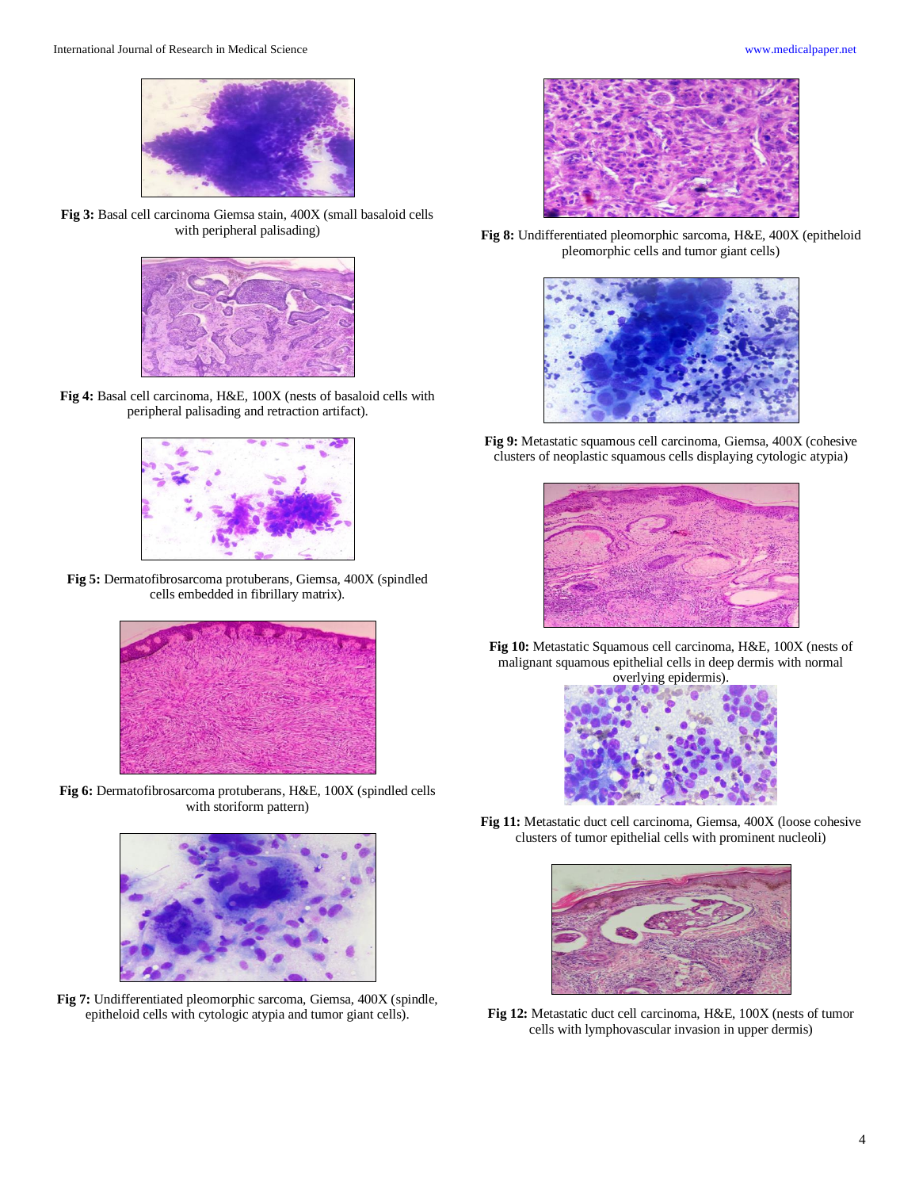**Fig 3:** Basal cell carcinoma Giemsa stain, 400X (small basaloid cells with peripheral palisading)

**Fig 4:** Basal cell carcinoma, H&E, 100X (nests of basaloid cells with peripheral palisading and retraction artifact).

**Fig 5:** Dermatofibrosarcoma protuberans, Giemsa, 400X (spindled cells embedded in fibrillary matrix).

**Fig 6:** Dermatofibrosarcoma protuberans, H&E, 100X (spindled cells with storiform pattern)

**Fig 7:** Undifferentiated pleomorphic sarcoma, Giemsa, 400X (spindle, epitheloid cells with cytologic atypia and tumor giant cells).

**Fig 8:** Undifferentiated pleomorphic sarcoma, H&E, 400X (epitheloid pleomorphic cells and tumor giant cells)

**Fig 9:** Metastatic squamous cell carcinoma, Giemsa, 400X (cohesive clusters of neoplastic squamous cells displaying cytologic atypia)

**Fig 10:** Metastatic Squamous cell carcinoma, H&E, 100X (nests of malignant squamous epithelial cells in deep dermis with normal overlying epidermis).

**Fig 11:** Metastatic duct cell carcinoma, Giemsa, 400X (loose cohesive clusters of tumor epithelial cells with prominent nucleoli)

**Fig 12:** Metastatic duct cell carcinoma, H&E, 100X (nests of tumor cells with lymphovascular invasion in upper dermis)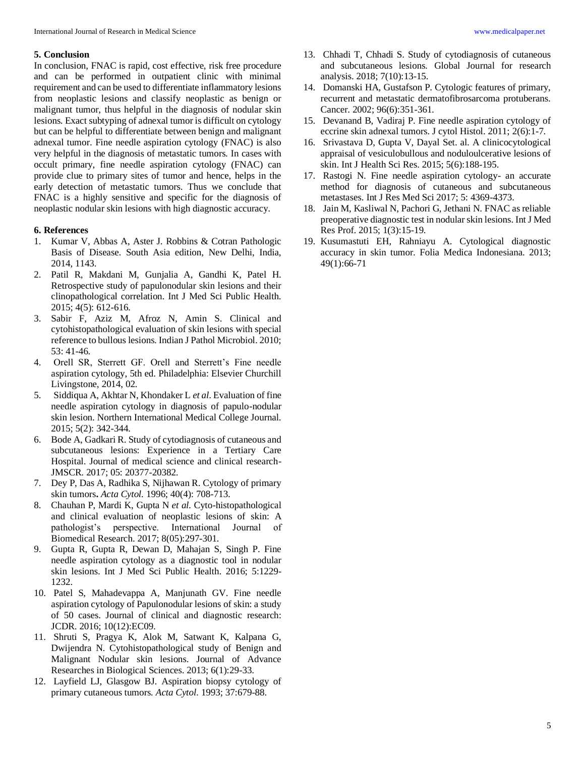## 5. Conclusion

In conclusion, FNAC is rapid, cost effective, risk free procedure and can be performed in outpatient clinic with minimal requirement and can be used to differentiate inflammatory lesions from neoplastic lesions and classify neoplastic as benign or malignant tumor, thus helpful in the diagnosis of nodular skin lesions. Exact subtyping of adnexal tumor is difficult on cytology but can be helpful to differentiate between benign and malignant adnexal tumor. Fine needle aspiration cytology (FNAC) is also very helpful in the diagnosis of metastatic tumors. In cases with occult primary, fine needle aspiration cytology (FNAC) can provide clue to primary sites of tumor and hence, helps in the early detection of metastatic tumors. Thus we conclude that FNAC is a highly sensitive and specific for the diagnosis of neoplastic nodular skin lesions with high diagnostic accuracy.

## 6. References

1. Kumar V, Abbas A, Aster J. Robbins & Cotran Pathologic Basis of Disease. South Asia edition, New Delhi, India, 2014, 1143.
2. Patil R, Makdani M, Gunjalia A, Gandhi K, Patel H. Retrospective study of papulonodular skin lesions and their clinopathological correlation. Int J Med Sci Public Health. 2015; 4(5): 612-616.
3. Sabir F, Aziz M, Afroz N, Amin S. Clinical and cytohistopathological evaluation of skin lesions with special reference to bullous lesions. Indian J Pathol Microbiol. 2010; 53: 41-46.
4. Orell SR, Sterrett GF. Orell and Sterrett's Fine needle aspiration cytology, 5th ed. Philadelphia: Elsevier Churchill Livingstone, 2014, 02.
5. Siddiqua A, Akhtar N, Khondaker L *et al*. Evaluation of fine needle aspiration cytology in diagnosis of papulo-nodular skin lesion. Northern International Medical College Journal. 2015; 5(2): 342-344.
6. Bode A, Gadkari R. Study of cytodiagnosis of cutaneous and subcutaneous lesions: Experience in a Tertiary Care Hospital. Journal of medical science and clinical research-JMSCR. 2017; 05: 20377-20382.
7. Dey P, Das A, Radhika S, Nijhawan R. Cytology of primary skin tumors**.** *Acta Cytol.* 1996; 40(4): 708-713.
8. Chauhan P, Mardi K, Gupta N *et al.* Cyto-histopathological and clinical evaluation of neoplastic lesions of skin: A pathologist's perspective. International Journal of Biomedical Research. 2017; 8(05):297-301.
9. Gupta R, Gupta R, Dewan D, Mahajan S, Singh P. Fine needle aspiration cytology as a diagnostic tool in nodular skin lesions. Int J Med Sci Public Health. 2016; 5:1229-1232.
10. Patel S, Mahadevappa A, Manjunath GV. Fine needle aspiration cytology of Papulonodular lesions of skin: a study of 50 cases. Journal of clinical and diagnostic research: JCDR. 2016; 10(12):EC09.
11. Shruti S, Pragya K, Alok M, Satwant K, Kalpana G, Dwijendra N. Cytohistopathological study of Benign and Malignant Nodular skin lesions. Journal of Advance Researches in Biological Sciences. 2013; 6(1):29-33.
12. Layfield LJ, Glasgow BJ. Aspiration biopsy cytology of primary cutaneous tumors. *Acta Cytol.* 1993; 37:679-88.
13. Chhadi T, Chhadi S. Study of cytodiagnosis of cutaneous and subcutaneous lesions. Global Journal for research analysis. 2018; 7(10):13-15.
14. Domanski HA, Gustafson P. Cytologic features of primary, recurrent and metastatic dermatofibrosarcoma protuberans. Cancer. 2002; 96(6):351-361.
15. Devanand B, Vadiraj P. Fine needle aspiration cytology of eccrine skin adnexal tumors. J cytol Histol. 2011; 2(6):1-7.
16. Srivastava D, Gupta V, Dayal Set. al. A clinicocytological appraisal of vesiculobullous and noduloulcerative lesions of skin. Int J Health Sci Res. 2015; 5(6):188-195.
17. Rastogi N. Fine needle aspiration cytology- an accurate method for diagnosis of cutaneous and subcutaneous metastases. Int J Res Med Sci 2017; 5: 4369-4373.
18. Jain M, Kasliwal N, Pachori G, Jethani N. FNAC as reliable preoperative diagnostic test in nodular skin lesions. Int J Med Res Prof. 2015; 1(3):15-19.
19. Kusumastuti EH, Rahniayu A. Cytological diagnostic accuracy in skin tumor. Folia Medica Indonesiana. 2013; 49(1):66-71